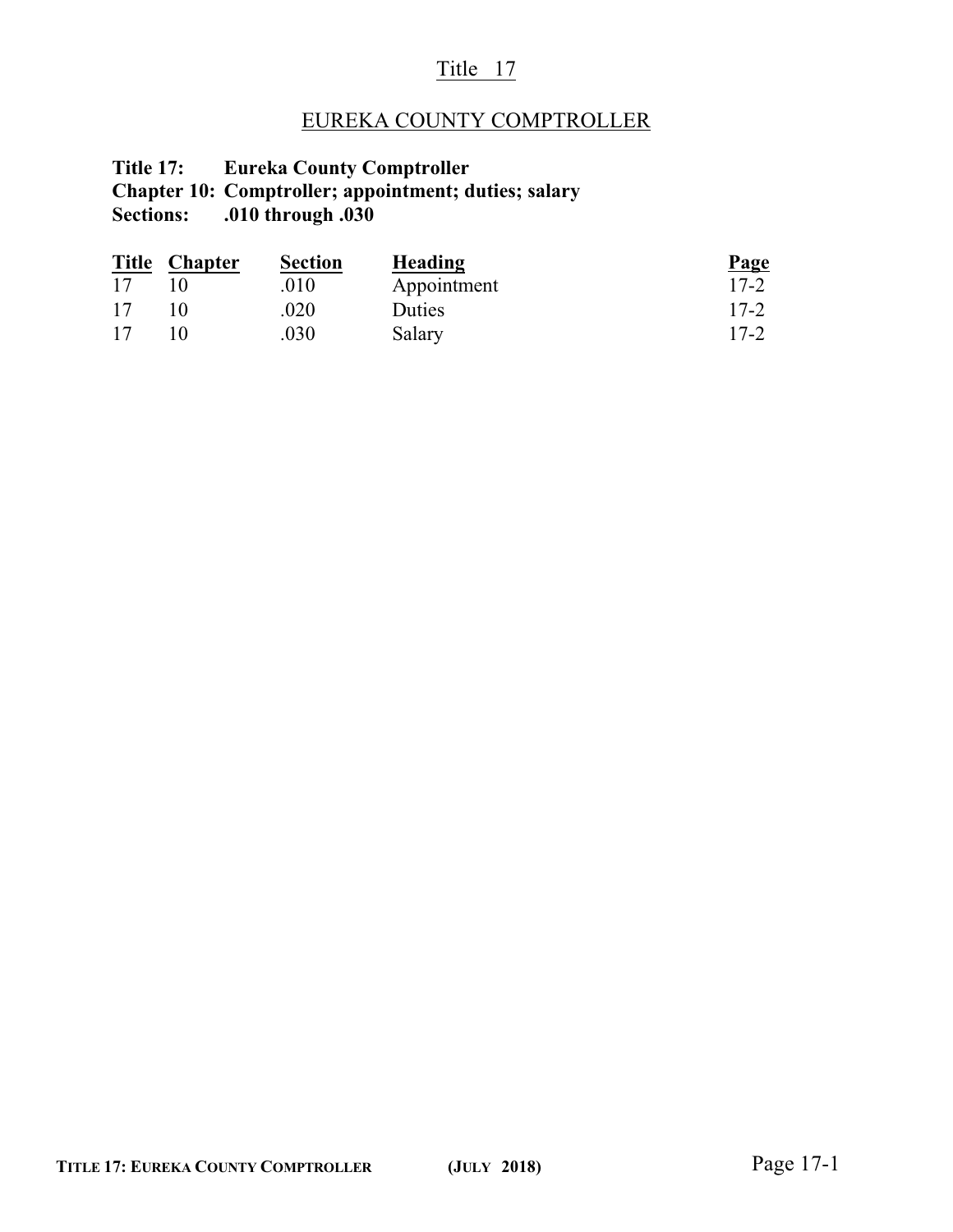# Title 17

## EUREKA COUNTY COMPTROLLER

**Title 17: Eureka County Comptroller**
**Chapter 10: Comptroller; appointment; duties; salary**
**Sections: .010 through .030**

| Title | Chapter | Section | Heading | Page |
|---|---|---|---|---|
| 17 | 10 | .010 | Appointment | 17-2 |
| 17 | 10 | .020 | Duties | 17-2 |
| 17 | 10 | .030 | Salary | 17-2 |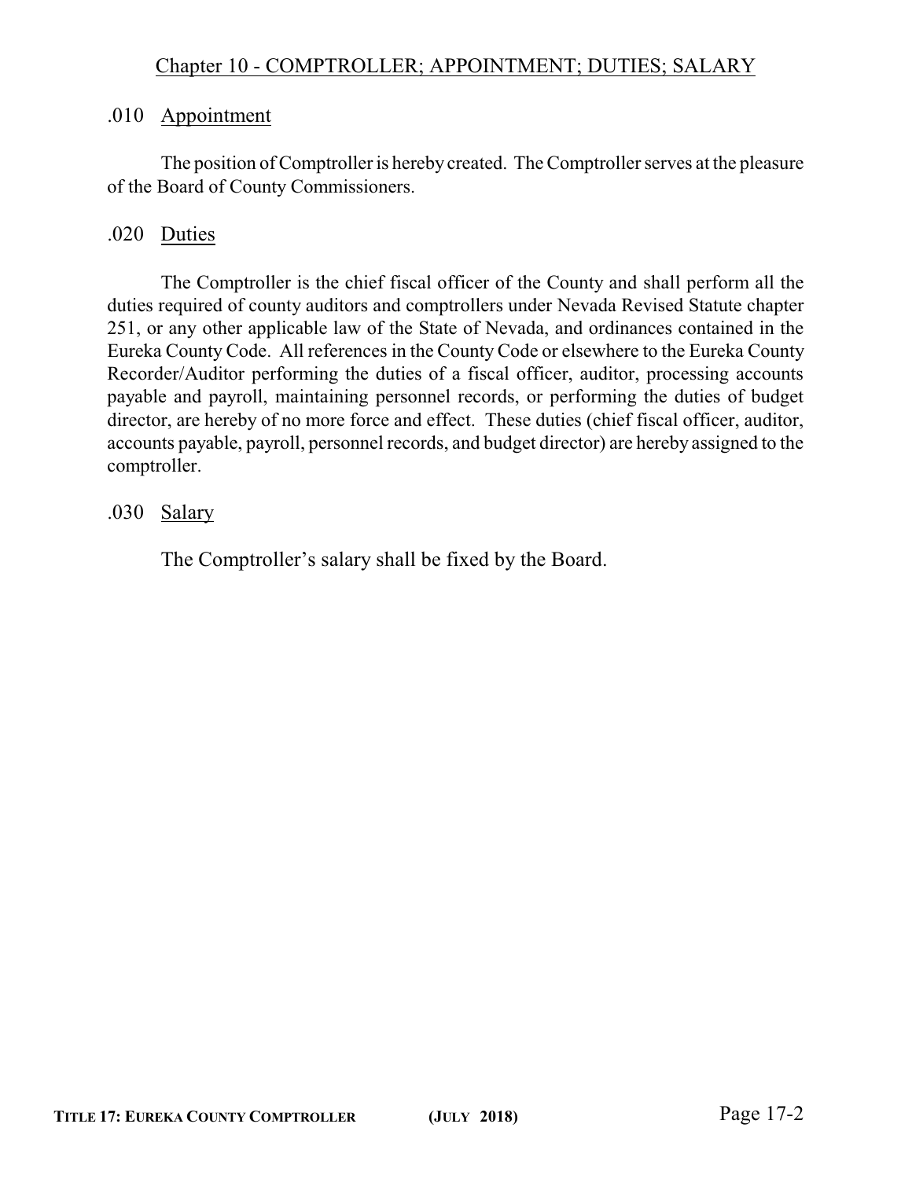## Chapter 10 - COMPTROLLER; APPOINTMENT; DUTIES; SALARY

### .010 Appointment

The position of Comptroller is hereby created. The Comptroller serves at the pleasure of the Board of County Commissioners.

### .020 Duties

The Comptroller is the chief fiscal officer of the County and shall perform all the duties required of county auditors and comptrollers under Nevada Revised Statute chapter 251, or any other applicable law of the State of Nevada, and ordinances contained in the Eureka County Code. All references in the County Code or elsewhere to the Eureka County Recorder/Auditor performing the duties of a fiscal officer, auditor, processing accounts payable and payroll, maintaining personnel records, or performing the duties of budget director, are hereby of no more force and effect. These duties (chief fiscal officer, auditor, accounts payable, payroll, personnel records, and budget director) are hereby assigned to the comptroller.

### .030 Salary

The Comptroller's salary shall be fixed by the Board.